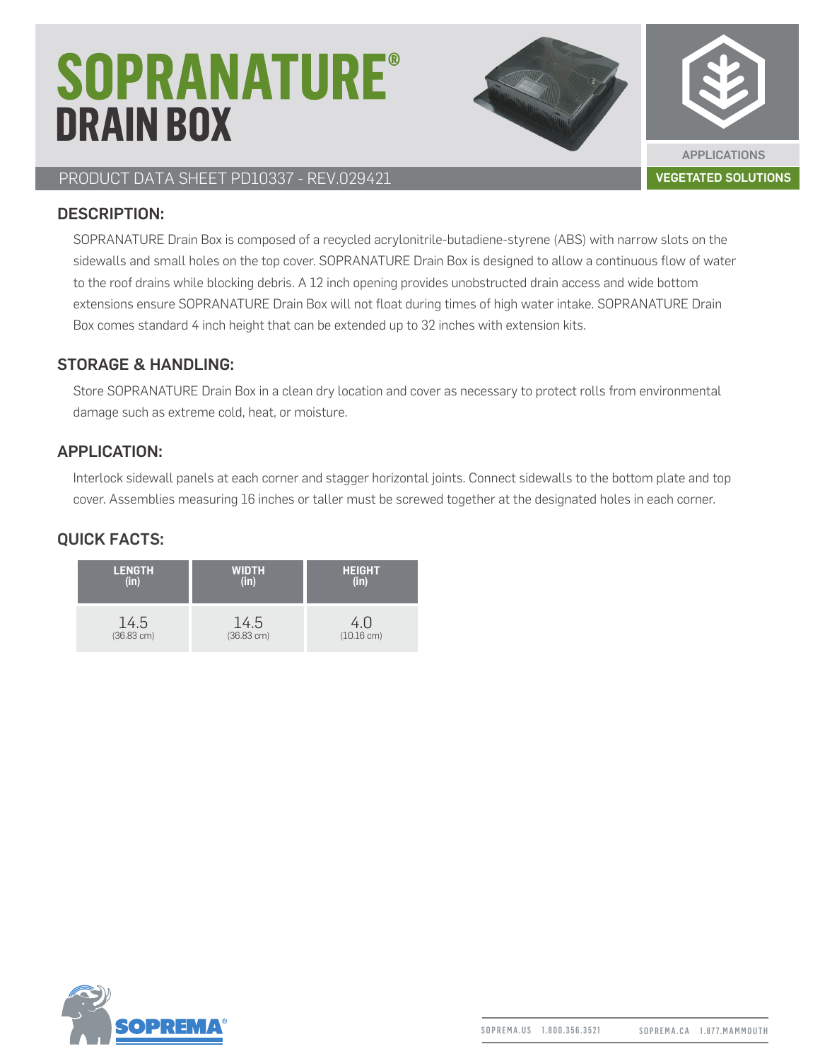# SOPRANATURE®
# DRAIN BOX

PRODUCT DATA SHEET PD10337 - REV.029421

APPLICATIONS
VEGETATED SOLUTIONS

## DESCRIPTION:

SOPRANATURE Drain Box is composed of a recycled acrylonitrile-butadiene-styrene (ABS) with narrow slots on the sidewalls and small holes on the top cover. SOPRANATURE Drain Box is designed to allow a continuous flow of water to the roof drains while blocking debris. A 12 inch opening provides unobstructed drain access and wide bottom extensions ensure SOPRANATURE Drain Box will not float during times of high water intake. SOPRANATURE Drain Box comes standard 4 inch height that can be extended up to 32 inches with extension kits.

## STORAGE & HANDLING:

Store SOPRANATURE Drain Box in a clean dry location and cover as necessary to protect rolls from environmental damage such as extreme cold, heat, or moisture.

## APPLICATION:

Interlock sidewall panels at each corner and stagger horizontal joints. Connect sidewalls to the bottom plate and top cover. Assemblies measuring 16 inches or taller must be screwed together at the designated holes in each corner.

## QUICK FACTS:

| LENGTH (in) | WIDTH (in) | HEIGHT (in) |
|---|---|---|
| 14.5 (36.83 cm) | 14.5 (36.83 cm) | 4.0 (10.16 cm) |

SOPREMA.US 1.800.356.3521 SOPREMA.CA 1.877.MAMMOUTH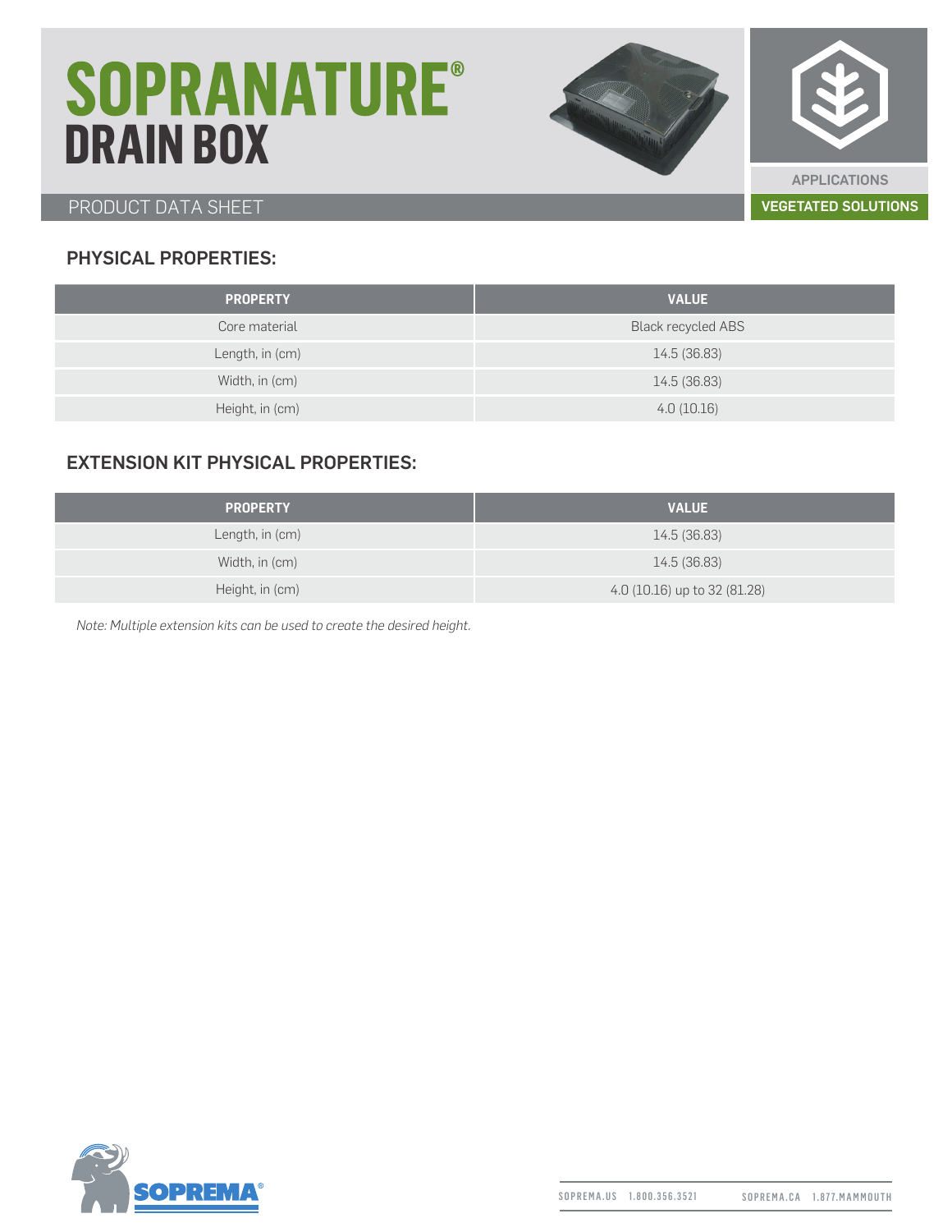# SOPRANATURE® DRAIN BOX

PRODUCT DATA SHEET

APPLICATIONS

VEGETATED SOLUTIONS

## PHYSICAL PROPERTIES:

| PROPERTY | VALUE |
|---|---|
| Core material | Black recycled ABS |
| Length, in (cm) | 14.5 (36.83) |
| Width, in (cm) | 14.5 (36.83) |
| Height, in (cm) | 4.0 (10.16) |

## EXTENSION KIT PHYSICAL PROPERTIES:

| PROPERTY | VALUE |
|---|---|
| Length, in (cm) | 14.5 (36.83) |
| Width, in (cm) | 14.5 (36.83) |
| Height, in (cm) | 4.0 (10.16) up to 32 (81.28) |

*Note: Multiple extension kits can be used to create the desired height.*

SOPREMA®

SOPREMA.US 1.800.356.3521 SOPREMA.CA 1.877.MAMMOUTH